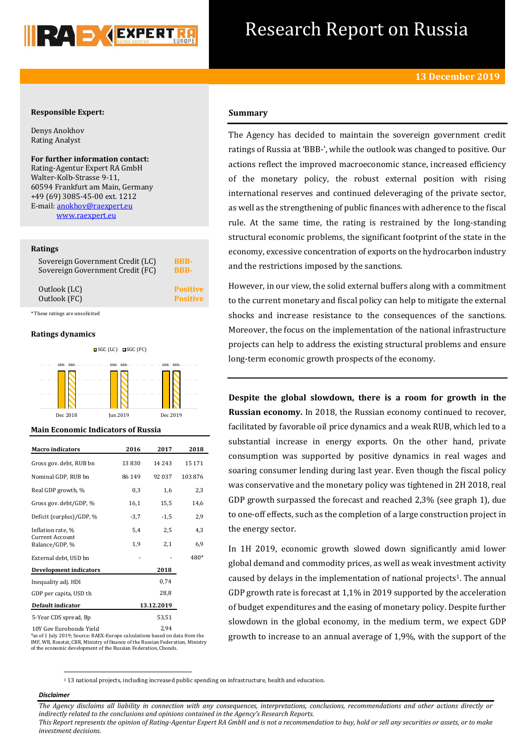# Research Report on Russia

**13 December 2019**

**Responsible Expert:**

Denys Anokhov
Rating Analyst

**For further information contact:**
Rating-Agentur Expert RA GmbH
Walter-Kolb-Strasse 9-11,
60594 Frankfurt am Main, Germany
+49 (69) 3085-45-00 ext. 1212
E-mail: anokhov@raexpert.eu
www.raexpert.eu

**Ratings**

| | |
|---|---|
| Sovereign Government Credit (LC) | BBB- |
| Sovereign Government Credit (FC) | BBB- |
| Outlook (LC) | Positive |
| Outlook (FC) | Positive |

*These ratings are unsolicited

**Ratings dynamics**

SGC (LC) SGC (FC)

| | Dec 2018 | Jun 2019 | Dec 2019 |
|---|---|---|---|
| SGC (LC) | BBB- | BBB- | BBB- |
| SGC (FC) | BBB- | BBB- | BBB- |

**Main Economic Indicators of Russia**

| Macro indicators | 2016 | 2017 | 2018 |
|---|---|---|---|
| Gross gov. debt, RUB bn | 13 830 | 14 243 | 15 171 |
| Nominal GDP, RUB bn | 86 149 | 92 037 | 103 876 |
| Real GDP growth, % | 0,3 | 1,6 | 2,3 |
| Gross gov. debt/GDP, % | 16,1 | 15,5 | 14,6 |
| Deficit (surplus)/GDP, % | -3,7 | -1,5 | 2,9 |
| Inflation rate, % | 5,4 | 2,5 | 4,3 |
| Current Account Balance/GDP, % | 1,9 | 2,1 | 6,9 |
| External debt, USD bn | - | - | 480* |
| **Development indicators** | | **2018** | |
| Inequality adj. HDI | | 0,74 | |
| GDP per capita, USD th | | 28,8 | |
| **Default indicator** | | **13.12.2019** | |
| 5-Year CDS spread, Bp | | 53,51 | |
| 10Y Gov Eurobonds Yield | | 2,94 | |

*as of 1 July 2019; Source: RAEX-Europe calculations based on data from the IMF, WB, Rosstat, CBR, Ministry of finance of the Russian Federation, Ministry of the economic development of the Russian Federation, Cbonds.

## Summary

The Agency has decided to maintain the sovereign government credit ratings of Russia at 'BBB-', while the outlook was changed to positive. Our actions reflect the improved macroeconomic stance, increased efficiency of the monetary policy, the robust external position with rising international reserves and continued deleveraging of the private sector, as well as the strengthening of public finances with adherence to the fiscal rule. At the same time, the rating is restrained by the long-standing structural economic problems, the significant footprint of the state in the economy, excessive concentration of exports on the hydrocarbon industry and the restrictions imposed by the sanctions.

However, in our view, the solid external buffers along with a commitment to the current monetary and fiscal policy can help to mitigate the external shocks and increase resistance to the consequences of the sanctions. Moreover, the focus on the implementation of the national infrastructure projects can help to address the existing structural problems and ensure long-term economic growth prospects of the economy.

**Despite the global slowdown, there is a room for growth in the Russian economy.** In 2018, the Russian economy continued to recover, facilitated by favorable oil price dynamics and a weak RUB, which led to a substantial increase in energy exports. On the other hand, private consumption was supported by positive dynamics in real wages and soaring consumer lending during last year. Even though the fiscal policy was conservative and the monetary policy was tightened in 2H 2018, real GDP growth surpassed the forecast and reached 2,3% (see graph 1), due to one-off effects, such as the completion of a large construction project in the energy sector.

In 1H 2019, economic growth slowed down significantly amid lower global demand and commodity prices, as well as weak investment activity caused by delays in the implementation of national projects[1]. The annual GDP growth rate is forecast at 1,1% in 2019 supported by the acceleration of budget expenditures and the easing of monetary policy. Despite further slowdown in the global economy, in the medium term, we expect GDP growth to increase to an annual average of 1,9%, with the support of the

[1] 13 national projects, including increased public spending on infrastructure, health and education.

***Disclaimer***

*The Agency disclaims all liability in connection with any consequences, interpretations, conclusions, recommendations and other actions directly or indirectly related to the conclusions and opinions contained in the Agency's Research Reports.*
*This Report represents the opinion of Rating-Agentur Expert RA GmbH and is not a recommendation to buy, hold or sell any securities or assets, or to make investment decisions.*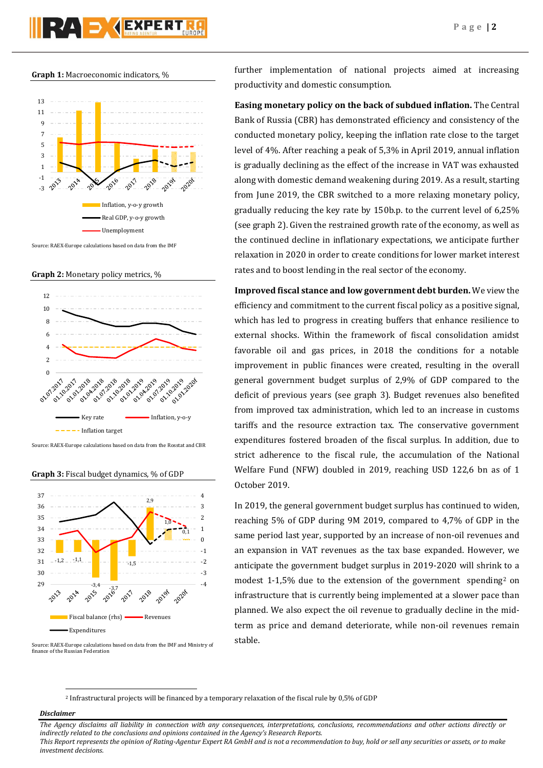**Graph 1:** Macroeconomic indicators, %

Source: RAEX-Europe calculations based on data from the IMF

**Graph 2:** Monetary policy metrics, %

Source: RAEX-Europe calculations based on data from the Rosstat and CBR

**Graph 3:** Fiscal budget dynamics, % of GDP

Source: RAEX-Europe calculations based on data from the IMF and Ministry of finance of the Russian Federation

further implementation of national projects aimed at increasing productivity and domestic consumption.

**Easing monetary policy on the back of subdued inflation.** The Central Bank of Russia (CBR) has demonstrated efficiency and consistency of the conducted monetary policy, keeping the inflation rate close to the target level of 4%. After reaching a peak of 5,3% in April 2019, annual inflation is gradually declining as the effect of the increase in VAT was exhausted along with domestic demand weakening during 2019. As a result, starting from June 2019, the CBR switched to a more relaxing monetary policy, gradually reducing the key rate by 150b.p. to the current level of 6,25% (see graph 2). Given the restrained growth rate of the economy, as well as the continued decline in inflationary expectations, we anticipate further relaxation in 2020 in order to create conditions for lower market interest rates and to boost lending in the real sector of the economy.

**Improved fiscal stance and low government debt burden.** We view the efficiency and commitment to the current fiscal policy as a positive signal, which has led to progress in creating buffers that enhance resilience to external shocks. Within the framework of fiscal consolidation amidst favorable oil and gas prices, in 2018 the conditions for a notable improvement in public finances were created, resulting in the overall general government budget surplus of 2,9% of GDP compared to the deficit of previous years (see graph 3). Budget revenues also benefited from improved tax administration, which led to an increase in customs tariffs and the resource extraction tax. The conservative government expenditures fostered broaden of the fiscal surplus. In addition, due to strict adherence to the fiscal rule, the accumulation of the National Welfare Fund (NFW) doubled in 2019, reaching USD 122,6 bn as of 1 October 2019.

In 2019, the general government budget surplus has continued to widen, reaching 5% of GDP during 9M 2019, compared to 4,7% of GDP in the same period last year, supported by an increase of non-oil revenues and an expansion in VAT revenues as the tax base expanded. However, we anticipate the government budget surplus in 2019-2020 will shrink to a modest 1-1,5% due to the extension of the government spending[2] on infrastructure that is currently being implemented at a slower pace than planned. We also expect the oil revenue to gradually decline in the mid-term as price and demand deteriorate, while non-oil revenues remain stable.

[2] Infrastructural projects will be financed by a temporary relaxation of the fiscal rule by 0,5% of GDP

***Disclaimer***

*The Agency disclaims all liability in connection with any consequences, interpretations, conclusions, recommendations and other actions directly or indirectly related to the conclusions and opinions contained in the Agency's Research Reports.*
*This Report represents the opinion of Rating-Agentur Expert RA GmbH and is not a recommendation to buy, hold or sell any securities or assets, or to make investment decisions.*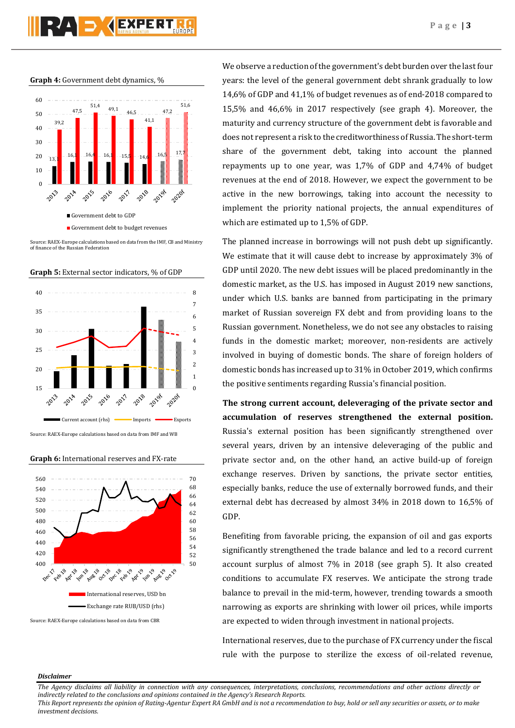**Graph 4:** Government debt dynamics, %

| | 2013 | 2014 | 2015 | 2016 | 2017 | 2018 | 2019f | 2020f |
|---|---|---|---|---|---|---|---|---|
| Government debt to GDP | 13,1 | 16,1 | 16,4 | 16,1 | 15,5 | 14,6 | 16,5 | 17,7 |
| Government debt to budget revenues | 39,2 | 47,5 | 51,4 | 49,1 | 46,5 | 41,1 | 47,2 | 51,6 |

Source: RAEX-Europe calculations based on data from the IMF, CB and Ministry of finance of the Russian Federation

**Graph 5:** External sector indicators, % of GDP

Current account (rhs) — Imports — Exports

Source: RAEX-Europe calculations based on data from IMF and WB

**Graph 6:** International reserves and FX-rate

International reserves, USD bn — Exchange rate RUB/USD (rhs)

Source: RAEX-Europe calculations based on data from CBR

We observe a reduction of the government's debt burden over the last four years: the level of the general government debt shrank gradually to low 14,6% of GDP and 41,1% of budget revenues as of end-2018 compared to 15,5% and 46,6% in 2017 respectively (see graph 4). Moreover, the maturity and currency structure of the government debt is favorable and does not represent a risk to the creditworthiness of Russia. The short-term share of the government debt, taking into account the planned repayments up to one year, was 1,7% of GDP and 4,74% of budget revenues at the end of 2018. However, we expect the government to be active in the new borrowings, taking into account the necessity to implement the priority national projects, the annual expenditures of which are estimated up to 1,5% of GDP.

The planned increase in borrowings will not push debt up significantly. We estimate that it will cause debt to increase by approximately 3% of GDP until 2020. The new debt issues will be placed predominantly in the domestic market, as the U.S. has imposed in August 2019 new sanctions, under which U.S. banks are banned from participating in the primary market of Russian sovereign FX debt and from providing loans to the Russian government. Nonetheless, we do not see any obstacles to raising funds in the domestic market; moreover, non-residents are actively involved in buying of domestic bonds. The share of foreign holders of domestic bonds has increased up to 31% in October 2019, which confirms the positive sentiments regarding Russia's financial position.

**The strong current account, deleveraging of the private sector and accumulation of reserves strengthened the external position.** Russia's external position has been significantly strengthened over several years, driven by an intensive deleveraging of the public and private sector and, on the other hand, an active build-up of foreign exchange reserves. Driven by sanctions, the private sector entities, especially banks, reduce the use of externally borrowed funds, and their external debt has decreased by almost 34% in 2018 down to 16,5% of GDP.

Benefiting from favorable pricing, the expansion of oil and gas exports significantly strengthened the trade balance and led to a record current account surplus of almost 7% in 2018 (see graph 5). It also created conditions to accumulate FX reserves. We anticipate the strong trade balance to prevail in the mid-term, however, trending towards a smooth narrowing as exports are shrinking with lower oil prices, while imports are expected to widen through investment in national projects.

International reserves, due to the purchase of FX currency under the fiscal rule with the purpose to sterilize the excess of oil-related revenue,

***Disclaimer***

*The Agency disclaims all liability in connection with any consequences, interpretations, conclusions, recommendations and other actions directly or indirectly related to the conclusions and opinions contained in the Agency's Research Reports.*
*This Report represents the opinion of Rating-Agentur Expert RA GmbH and is not a recommendation to buy, hold or sell any securities or assets, or to make investment decisions.*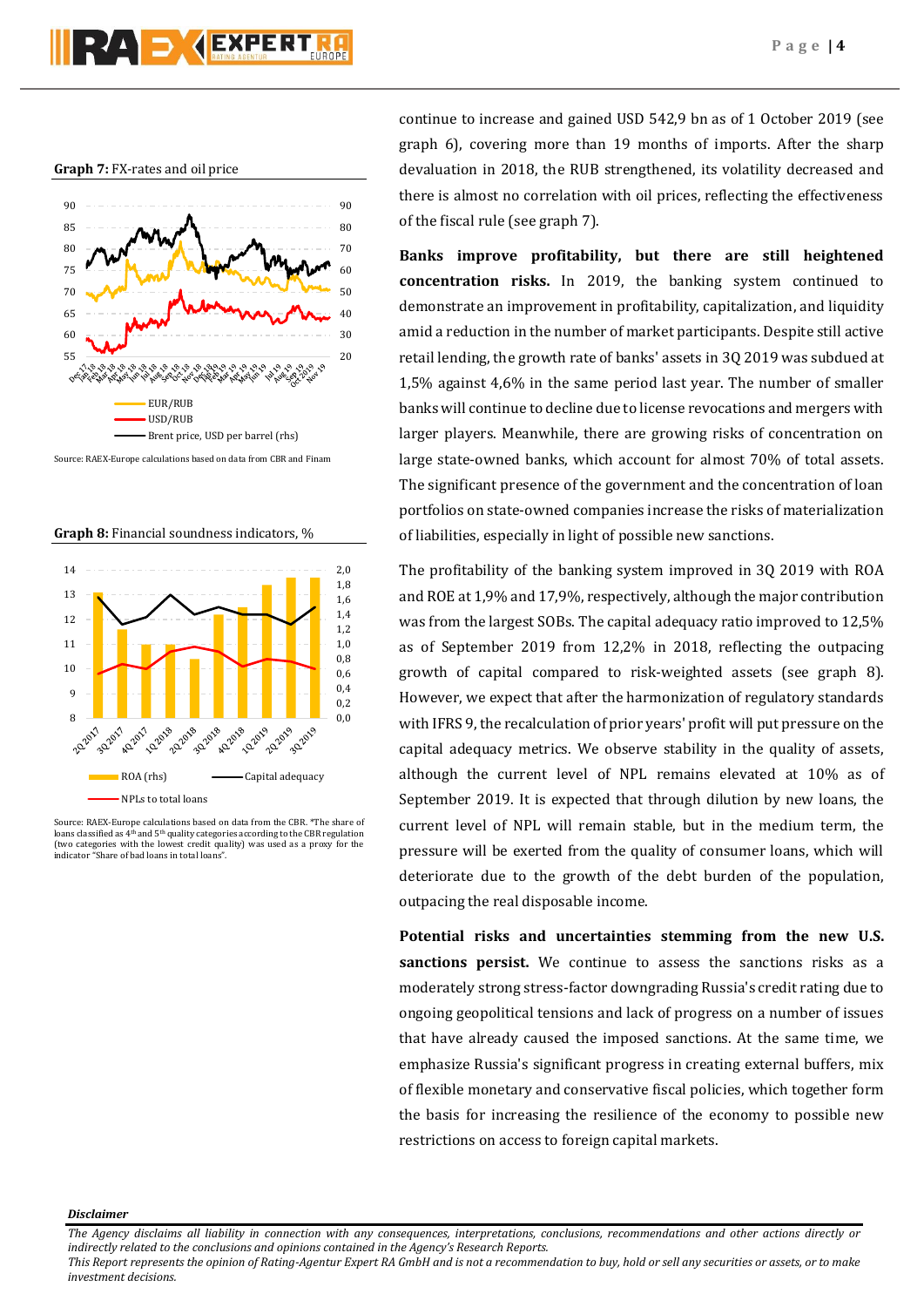**Graph 7:** FX-rates and oil price

Source: RAEX-Europe calculations based on data from CBR and Finam

**Graph 8:** Financial soundness indicators, %

Source: RAEX-Europe calculations based on data from the CBR. *The share of loans classified as 4th and 5th quality categories according to the CBR regulation (two categories with the lowest credit quality) was used as a proxy for the indicator "Share of bad loans in total loans".

continue to increase and gained USD 542,9 bn as of 1 October 2019 (see graph 6), covering more than 19 months of imports. After the sharp devaluation in 2018, the RUB strengthened, its volatility decreased and there is almost no correlation with oil prices, reflecting the effectiveness of the fiscal rule (see graph 7).

**Banks improve profitability, but there are still heightened concentration risks.** In 2019, the banking system continued to demonstrate an improvement in profitability, capitalization, and liquidity amid a reduction in the number of market participants. Despite still active retail lending, the growth rate of banks' assets in 3Q 2019 was subdued at 1,5% against 4,6% in the same period last year. The number of smaller banks will continue to decline due to license revocations and mergers with larger players. Meanwhile, there are growing risks of concentration on large state-owned banks, which account for almost 70% of total assets. The significant presence of the government and the concentration of loan portfolios on state-owned companies increase the risks of materialization of liabilities, especially in light of possible new sanctions.

The profitability of the banking system improved in 3Q 2019 with ROA and ROE at 1,9% and 17,9%, respectively, although the major contribution was from the largest SOBs. The capital adequacy ratio improved to 12,5% as of September 2019 from 12,2% in 2018, reflecting the outpacing growth of capital compared to risk-weighted assets (see graph 8). However, we expect that after the harmonization of regulatory standards with IFRS 9, the recalculation of prior years' profit will put pressure on the capital adequacy metrics. We observe stability in the quality of assets, although the current level of NPL remains elevated at 10% as of September 2019. It is expected that through dilution by new loans, the current level of NPL will remain stable, but in the medium term, the pressure will be exerted from the quality of consumer loans, which will deteriorate due to the growth of the debt burden of the population, outpacing the real disposable income.

**Potential risks and uncertainties stemming from the new U.S. sanctions persist.** We continue to assess the sanctions risks as a moderately strong stress-factor downgrading Russia's credit rating due to ongoing geopolitical tensions and lack of progress on a number of issues that have already caused the imposed sanctions. At the same time, we emphasize Russia's significant progress in creating external buffers, mix of flexible monetary and conservative fiscal policies, which together form the basis for increasing the resilience of the economy to possible new restrictions on access to foreign capital markets.

***Disclaimer***

*The Agency disclaims all liability in connection with any consequences, interpretations, conclusions, recommendations and other actions directly or indirectly related to the conclusions and opinions contained in the Agency's Research Reports.*
*This Report represents the opinion of Rating-Agentur Expert RA GmbH and is not a recommendation to buy, hold or sell any securities or assets, or to make investment decisions.*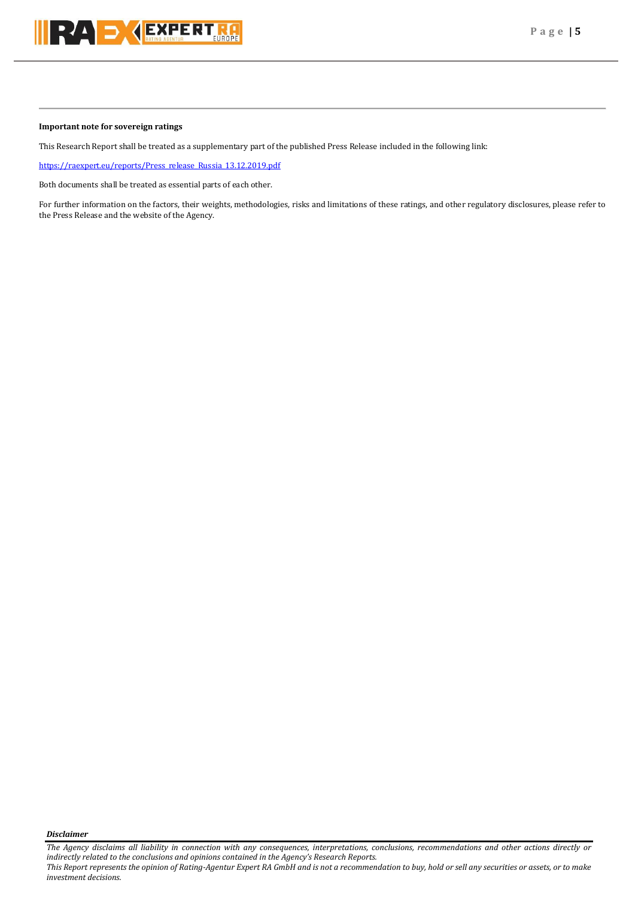**Important note for sovereign ratings**

This Research Report shall be treated as a supplementary part of the published Press Release included in the following link:

https://raexpert.eu/reports/Press_release_Russia_13.12.2019.pdf

Both documents shall be treated as essential parts of each other.

For further information on the factors, their weights, methodologies, risks and limitations of these ratings, and other regulatory disclosures, please refer to the Press Release and the website of the Agency.

***Disclaimer***

*The Agency disclaims all liability in connection with any consequences, interpretations, conclusions, recommendations and other actions directly or indirectly related to the conclusions and opinions contained in the Agency's Research Reports.*

*This Report represents the opinion of Rating-Agentur Expert RA GmbH and is not a recommendation to buy, hold or sell any securities or assets, or to make investment decisions.*